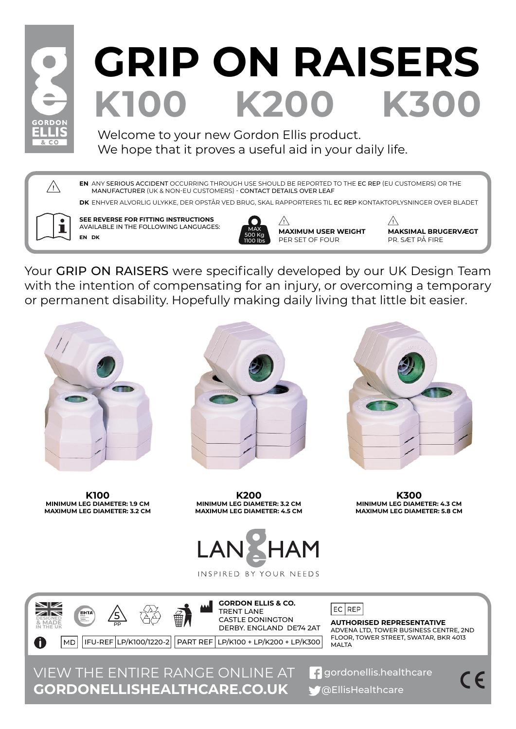# GRIP ON RAISERS

## K100 K200 K300

Welcome to your new Gordon Ellis product.
We hope that it proves a useful aid in your daily life.

**EN** ANY **SERIOUS ACCIDENT** OCCURRING THROUGH USE SHOULD BE REPORTED TO THE **EC REP** (EU CUSTOMERS) OR THE **MANUFACTURER** (UK & NON-EU CUSTOMERS) - **CONTACT DETAILS OVER LEAF**

**DK** ENHVER ALVORLIG ULYKKE, DER OPSTÅR VED BRUG, SKAL RAPPORTERES TIL **EC REP** KONTAKTOPLYSNINGER OVER BLADET

**SEE REVERSE FOR FITTING INSTRUCTIONS**
AVAILABLE IN THE FOLLOWING LANGUAGES:
**EN DK**

MAX 500 Kg 1100 lbs

**MAXIMUM USER WEIGHT**
PER SET OF FOUR

**MAKSIMAL BRUGERVÆGT**
PR. SÆT PÅ FIRE

Your GRIP ON RAISERS were specifically developed by our UK Design Team with the intention of compensating for an injury, or overcoming a temporary or permanent disability. Hopefully making daily living that little bit easier.

**K100**
**MINIMUM LEG DIAMETER: 1.9 CM**
**MAXIMUM LEG DIAMETER: 3.2 CM**

**K200**
**MINIMUM LEG DIAMETER: 3.2 CM**
**MAXIMUM LEG DIAMETER: 4.5 CM**

**K300**
**MINIMUM LEG DIAMETER: 4.3 CM**
**MAXIMUM LEG DIAMETER: 5.8 CM**

LANGHAM
INSPIRED BY YOUR NEEDS

DESIGNED & MADE IN THE UK

**GORDON ELLIS & CO.**
TRENT LANE
CASTLE DONINGTON
DERBY. ENGLAND DE74 2AT

EC REP
**AUTHORISED REPRESENTATIVE**
ADVENA LTD, TOWER BUSINESS CENTRE, 2ND FLOOR, TOWER STREET, SWATAR, BKR 4013 MALTA

MD | IFU-REF LP/K100/1220-2 | PART REF LP/K100 + LP/K200 + LP/K300

VIEW THE ENTIRE RANGE ONLINE AT
**GORDONELLISHEALTHCARE.CO.UK**

gordonellis.healthcare
@EllisHealthcare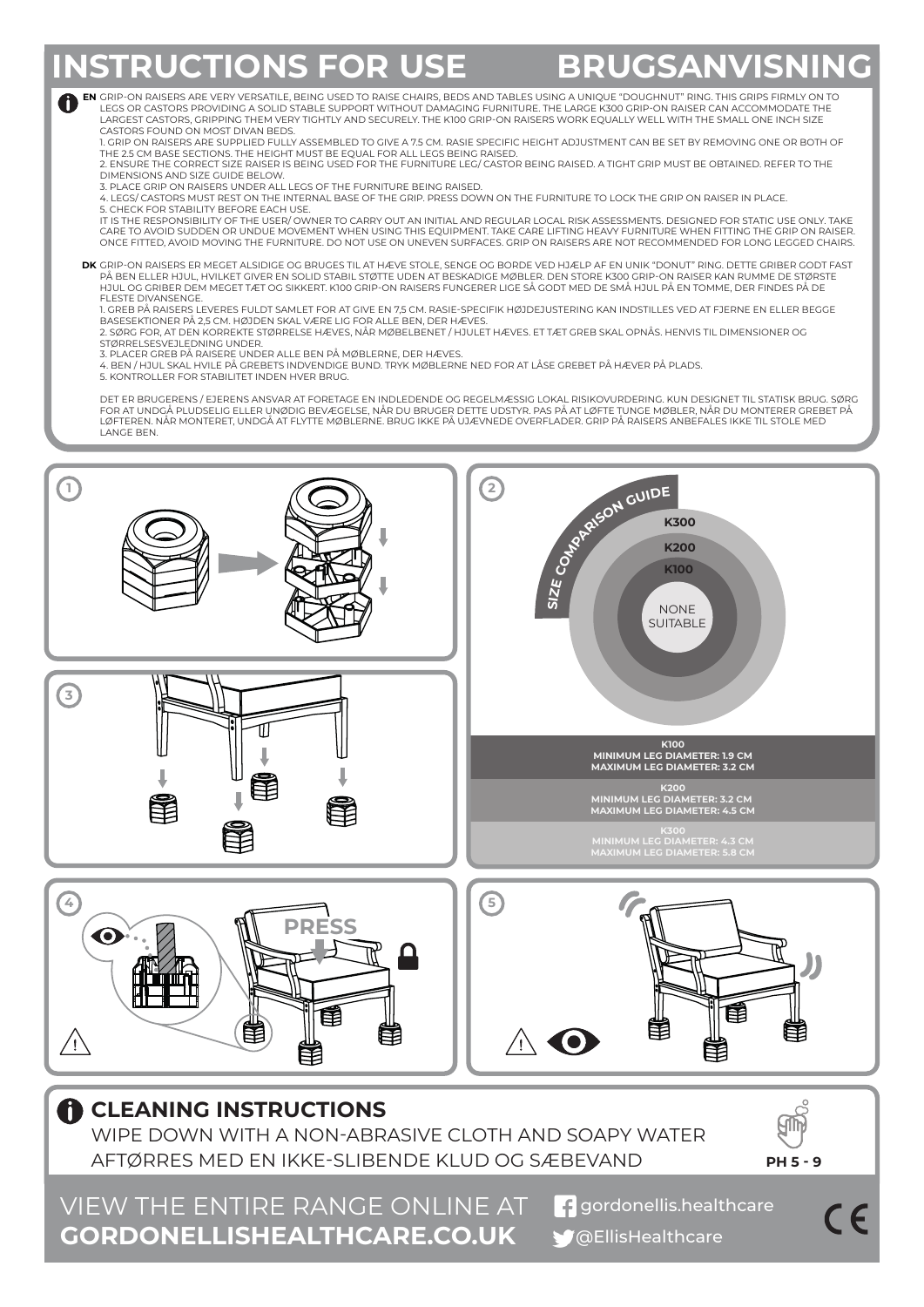# INSTRUCTIONS FOR USE BRUGSANVISNING

**EN** GRIP-ON RAISERS ARE VERY VERSATILE, BEING USED TO RAISE CHAIRS, BEDS AND TABLES USING A UNIQUE "DOUGHNUT" RING. THIS GRIPS FIRMLY ON TO LEGS OR CASTORS PROVIDING A SOLID STABLE SUPPORT WITHOUT DAMAGING FURNITURE. THE LARGE K300 GRIP-ON RAISER CAN ACCOMMODATE THE LARGEST CASTORS, GRIPPING THEM VERY TIGHTLY AND SECURELY. THE K100 GRIP-ON RAISERS WORK EQUALLY WELL WITH THE SMALL ONE INCH SIZE CASTORS FOUND ON MOST DIVAN BEDS.

1. GRIP ON RAISERS ARE SUPPLIED FULLY ASSEMBLED TO GIVE A 7.5 CM. RASIE SPECIFIC HEIGHT ADJUSTMENT CAN BE SET BY REMOVING ONE OR BOTH OF THE 2.5 CM BASE SECTIONS. THE HEIGHT MUST BE EQUAL FOR ALL LEGS BEING RAISED.
2. ENSURE THE CORRECT SIZE RAISER IS BEING USED FOR THE FURNITURE LEG/ CASTOR BEING RAISED. A TIGHT GRIP MUST BE OBTAINED. REFER TO THE DIMENSIONS AND SIZE GUIDE BELOW.
3. PLACE GRIP ON RAISERS UNDER ALL LEGS OF THE FURNITURE BEING RAISED.
4. LEGS/ CASTORS MUST REST ON THE INTERNAL BASE OF THE GRIP. PRESS DOWN ON THE FURNITURE TO LOCK THE GRIP ON RAISER IN PLACE.
5. CHECK FOR STABILITY BEFORE EACH USE.

IT IS THE RESPONSIBILITY OF THE USER/ OWNER TO CARRY OUT AN INITIAL AND REGULAR LOCAL RISK ASSESSMENTS. DESIGNED FOR STATIC USE ONLY. TAKE CARE TO AVOID SUDDEN OR UNDUE MOVEMENT WHEN USING THIS EQUIPMENT. TAKE CARE LIFTING HEAVY FURNITURE WHEN FITTING THE GRIP ON RAISER. ONCE FITTED, AVOID MOVING THE FURNITURE. DO NOT USE ON UNEVEN SURFACES. GRIP ON RAISERS ARE NOT RECOMMENDED FOR LONG LEGGED CHAIRS.

**DK** GRIP-ON RAISERS ER MEGET ALSIDIGE OG BRUGES TIL AT HÆVE STOLE, SENGE OG BORDE VED HJÆLP AF EN UNIK "DONUT" RING. DETTE GRIBER GODT FAST PÅ BEN ELLER HJUL, HVILKET GIVER EN SOLID STABIL STØTTE UDEN AT BESKADIGE MØBLER. DEN STORE K300 GRIP-ON RAISER KAN RUMME DE STØRSTE HJUL OG GRIBER DEM MEGET TÆT OG SIKKERT. K100 GRIP-ON RAISERS FUNGERER LIGE SÅ GODT MED DE SMÅ HJUL PÅ EN TOMME, DER FINDES PÅ DE FLESTE DIVANSENGE.

1. GREB PÅ RAISERS LEVERES FULDT SAMLET FOR AT GIVE EN 7,5 CM. RASIE-SPECIFIK HØJDEJUSTERING KAN INDSTILLES VED AT FJERNE EN ELLER BEGGE BASESEKTIONER PÅ 2,5 CM. HØJDEN SKAL VÆRE LIG FOR ALLE BEN, DER HÆVES.
2. SØRG FOR, AT DEN KORREKTE STØRRELSE HÆVES, NÅR MØBELBENET / HJULET HÆVES. ET TÆT GREB SKAL OPNÅS. HENVIS TIL DIMENSIONER OG STØRRELSESVEJLEDNING UNDER.
3. PLACER GREB PÅ RAISERE UNDER ALLE BEN PÅ MØBLERNE, DER HÆVES.
4. BEN / HJUL SKAL HVILE PÅ GREBETS INDVENDIGE BUND. TRYK MØBLERNE NED FOR AT LÅSE GREBET PÅ HÆVER PÅ PLADS.
5. KONTROLLER FOR STABILITET INDEN HVER BRUG.

DET ER BRUGERENS / EJERENS ANSVAR AT FORETAGE EN INDLEDENDE OG REGELMÆSSIG LOKAL RISIKOVURDERING. KUN DESIGNET TIL STATISK BRUG. SØRG FOR AT UNDGÅ PLUDSELIG ELLER UNØDIG BEVÆGELSE, NÅR DU BRUGER DETTE UDSTYR. PAS PÅ AT LØFTE TUNGE MØBLER, NÅR DU MONTERER GREBET PÅ LØFTEREN. NÅR MONTERET, UNDGÅ AT FLYTTE MØBLERNE. BRUG IKKE PÅ UJÆVNEDE OVERFLADER. GRIP PÅ RAISERS ANBEFALES IKKE TIL STOLE MED LANGE BEN.

1

2

SIZE COMPARISON GUIDE

K300

K200

K100

NONE SUITABLE

**K100**
**MINIMUM LEG DIAMETER: 1.9 CM**
**MAXIMUM LEG DIAMETER: 3.2 CM**

**K200**
**MINIMUM LEG DIAMETER: 3.2 CM**
**MAXIMUM LEG DIAMETER: 4.5 CM**

**K300**
**MINIMUM LEG DIAMETER: 4.3 CM**
**MAXIMUM LEG DIAMETER: 5.8 CM**

3

4

PRESS

5

## CLEANING INSTRUCTIONS

WIPE DOWN WITH A NON-ABRASIVE CLOTH AND SOAPY WATER
AFTØRRES MED EN IKKE-SLIBENDE KLUD OG SÆBEVAND

PH 5 - 9

VIEW THE ENTIRE RANGE ONLINE AT
**GORDONELLISHEALTHCARE.CO.UK**

gordonellis.healthcare
@EllisHealthcare

CE